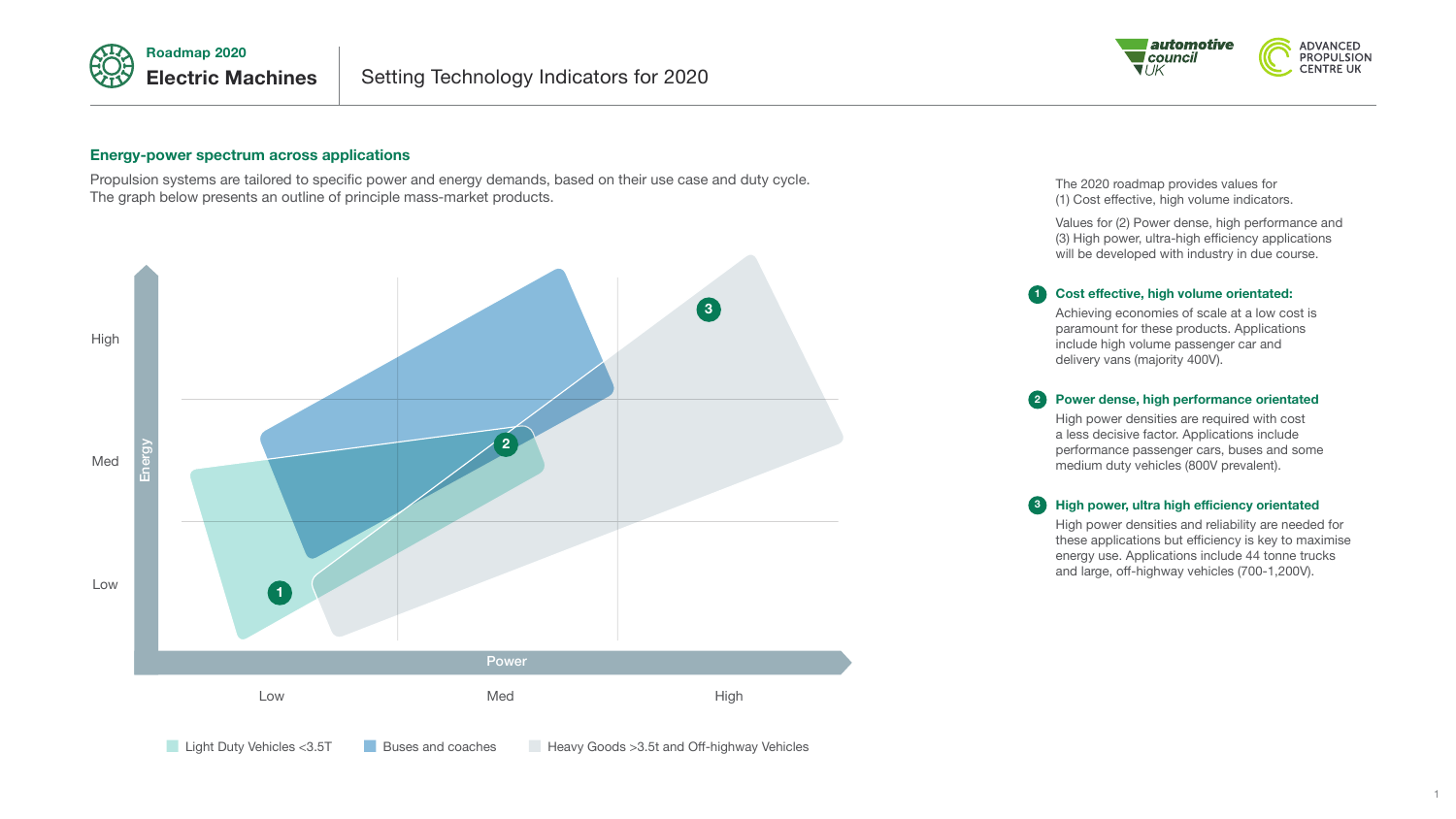Roadmap 2020

# Electric Machines

Setting Technology Indicators for 2020

automotive council UK

ADVANCED PROPULSION CENTRE UK

## Energy-power spectrum across applications

Propulsion systems are tailored to specific power and energy demands, based on their use case and duty cycle. The graph below presents an outline of principle mass-market products.

Energy: High, Med, Low

Power: Low, Med, High

Light Duty Vehicles <3.5T

Buses and coaches

Heavy Goods >3.5t and Off-highway Vehicles

The 2020 roadmap provides values for (1) Cost effective, high volume indicators.

Values for (2) Power dense, high performance and (3) High power, ultra-high efficiency applications will be developed with industry in due course.

**1 Cost effective, high volume orientated:**
Achieving economies of scale at a low cost is paramount for these products. Applications include high volume passenger car and delivery vans (majority 400V).

**2 Power dense, high performance orientated**
High power densities are required with cost a less decisive factor. Applications include performance passenger cars, buses and some medium duty vehicles (800V prevalent).

**3 High power, ultra high efficiency orientated**
High power densities and reliability are needed for these applications but efficiency is key to maximise energy use. Applications include 44 tonne trucks and large, off-highway vehicles (700-1,200V).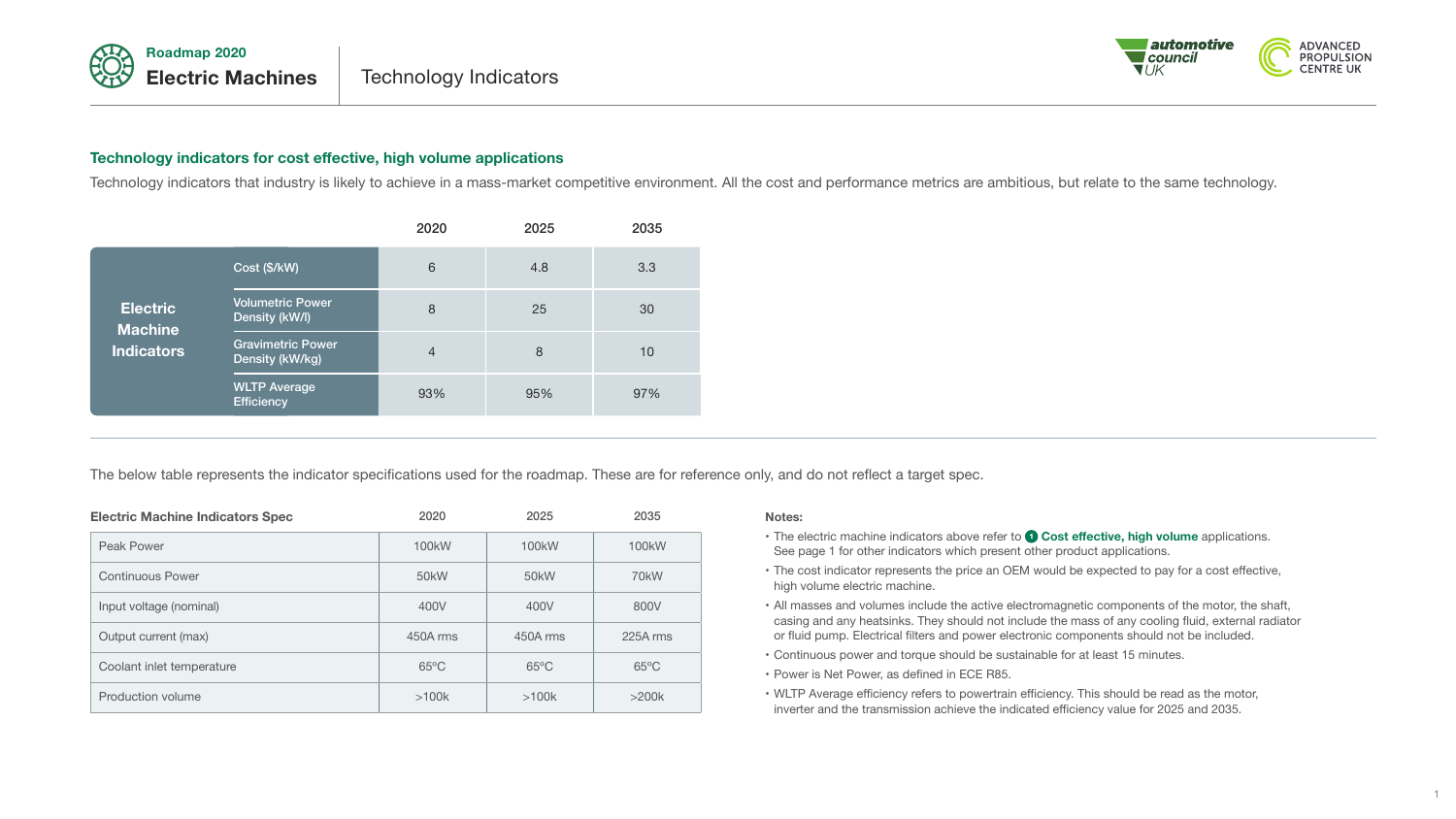# Roadmap 2020 Electric Machines — Technology Indicators

## Technology indicators for cost effective, high volume applications

Technology indicators that industry is likely to achieve in a mass-market competitive environment. All the cost and performance metrics are ambitious, but relate to the same technology.

| | | 2020 | 2025 | 2035 |
|---|---|---|---|---|
| **Electric Machine Indicators** | Cost ($/kW) | 6 | 4.8 | 3.3 |
| | Volumetric Power Density (kW/l) | 8 | 25 | 30 |
| | Gravimetric Power Density (kW/kg) | 4 | 8 | 10 |
| | WLTP Average Efficiency | 93% | 95% | 97% |

The below table represents the indicator specifications used for the roadmap. These are for reference only, and do not reflect a target spec.

| Electric Machine Indicators Spec | 2020 | 2025 | 2035 |
|---|---|---|---|
| Peak Power | 100kW | 100kW | 100kW |
| Continuous Power | 50kW | 50kW | 70kW |
| Input voltage (nominal) | 400V | 400V | 800V |
| Output current (max) | 450A rms | 450A rms | 225A rms |
| Coolant inlet temperature | 65°C | 65°C | 65°C |
| Production volume | >100k | >100k | >200k |

**Notes:**

- The electric machine indicators above refer to 1 **Cost effective, high volume** applications. See page 1 for other indicators which present other product applications.
- The cost indicator represents the price an OEM would be expected to pay for a cost effective, high volume electric machine.
- All masses and volumes include the active electromagnetic components of the motor, the shaft, casing and any heatsinks. They should not include the mass of any cooling fluid, external radiator or fluid pump. Electrical filters and power electronic components should not be included.
- Continuous power and torque should be sustainable for at least 15 minutes.
- Power is Net Power, as defined in ECE R85.
- WLTP Average efficiency refers to powertrain efficiency. This should be read as the motor, inverter and the transmission achieve the indicated efficiency value for 2025 and 2035.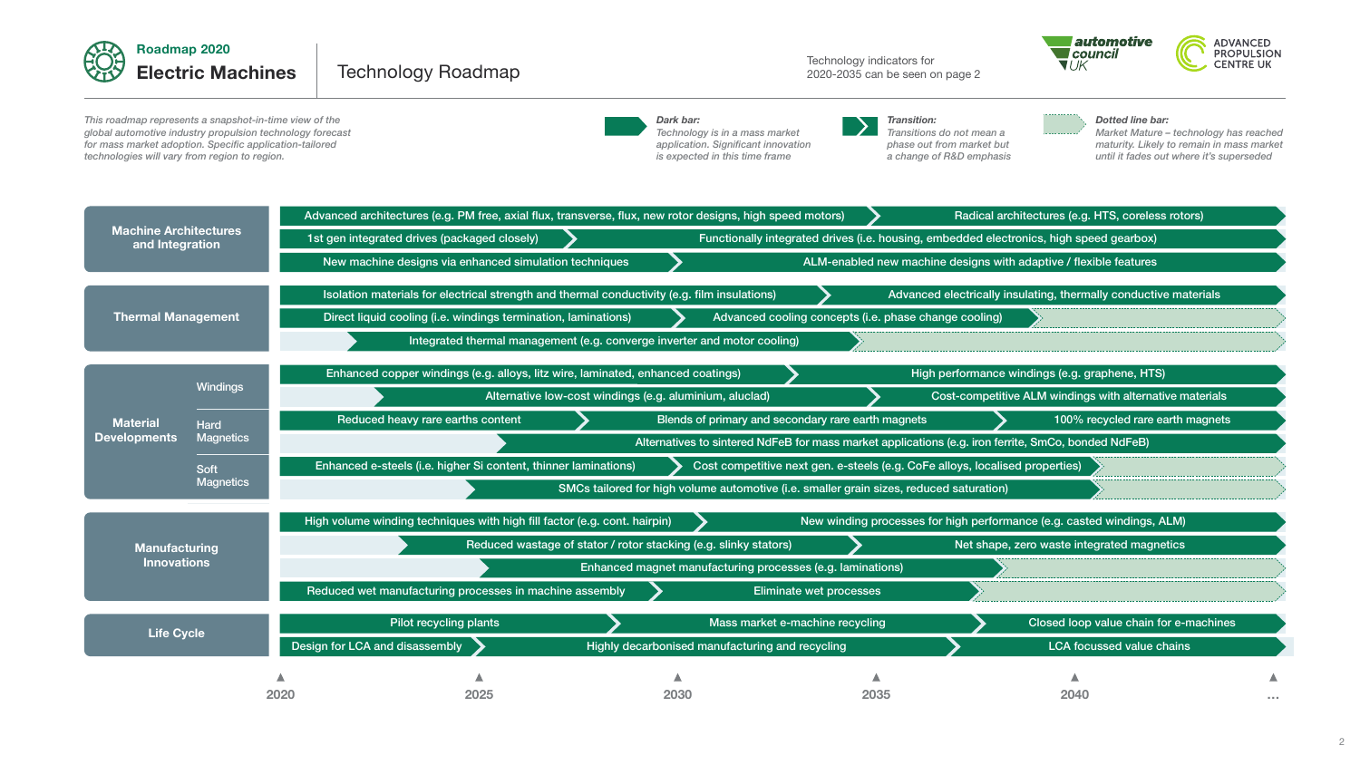# Roadmap 2020

## Electric Machines

### Technology Roadmap

Technology indicators for 2020-2035 can be seen on page 2

automotive council UK

ADVANCED PROPULSION CENTRE UK

*This roadmap represents a snapshot-in-time view of the global automotive industry propulsion technology forecast for mass market adoption. Specific application-tailored technologies will vary from region to region.*

***Dark bar:*** *Technology is in a mass market application. Significant innovation is expected in this time frame*

***Transition:*** *Transitions do not mean a phase out from market but a change of R&D emphasis*

***Dotted line bar:*** *Market Mature – technology has reached maturity. Likely to remain in mass market until it fades out where it's superseded*

**Machine Architectures and Integration**

- Advanced architectures (e.g. PM free, axial flux, transverse, flux, new rotor designs, high speed motors) → Radical architectures (e.g. HTS, coreless rotors)
- 1st gen integrated drives (packaged closely) → Functionally integrated drives (i.e. housing, embedded electronics, high speed gearbox)
- New machine designs via enhanced simulation techniques → ALM-enabled new machine designs with adaptive / flexible features

**Thermal Management**

- Isolation materials for electrical strength and thermal conductivity (e.g. film insulations) → Advanced electrically insulating, thermally conductive materials
- Direct liquid cooling (i.e. windings termination, laminations) → Advanced cooling concepts (i.e. phase change cooling)
- Integrated thermal management (e.g. converge inverter and motor cooling)

**Material Developments**

*Windings*

- Enhanced copper windings (e.g. alloys, litz wire, laminated, enhanced coatings) → High performance windings (e.g. graphene, HTS)
- Alternative low-cost windings (e.g. aluminium, aluclad) → Cost-competitive ALM windings with alternative materials

*Hard Magnetics*

- Reduced heavy rare earths content → Blends of primary and secondary rare earth magnets → 100% recycled rare earth magnets
- Alternatives to sintered NdFeB for mass market applications (e.g. iron ferrite, SmCo, bonded NdFeB)

*Soft Magnetics*

- Enhanced e-steels (i.e. higher Si content, thinner laminations) → Cost competitive next gen. e-steels (e.g. CoFe alloys, localised properties)
- SMCs tailored for high volume automotive (i.e. smaller grain sizes, reduced saturation)

**Manufacturing Innovations**

- High volume winding techniques with high fill factor (e.g. cont. hairpin) → New winding processes for high performance (e.g. casted windings, ALM)
- Reduced wastage of stator / rotor stacking (e.g. slinky stators) → Net shape, zero waste integrated magnetics
- Enhanced magnet manufacturing processes (e.g. laminations)
- Reduced wet manufacturing processes in machine assembly → Eliminate wet processes

**Life Cycle**

- Pilot recycling plants → Mass market e-machine recycling → Closed loop value chain for e-machines
- Design for LCA and disassembly → Highly decarbonised manufacturing and recycling → LCA focussed value chains

2020 | 2025 | 2030 | 2035 | 2040 | ...